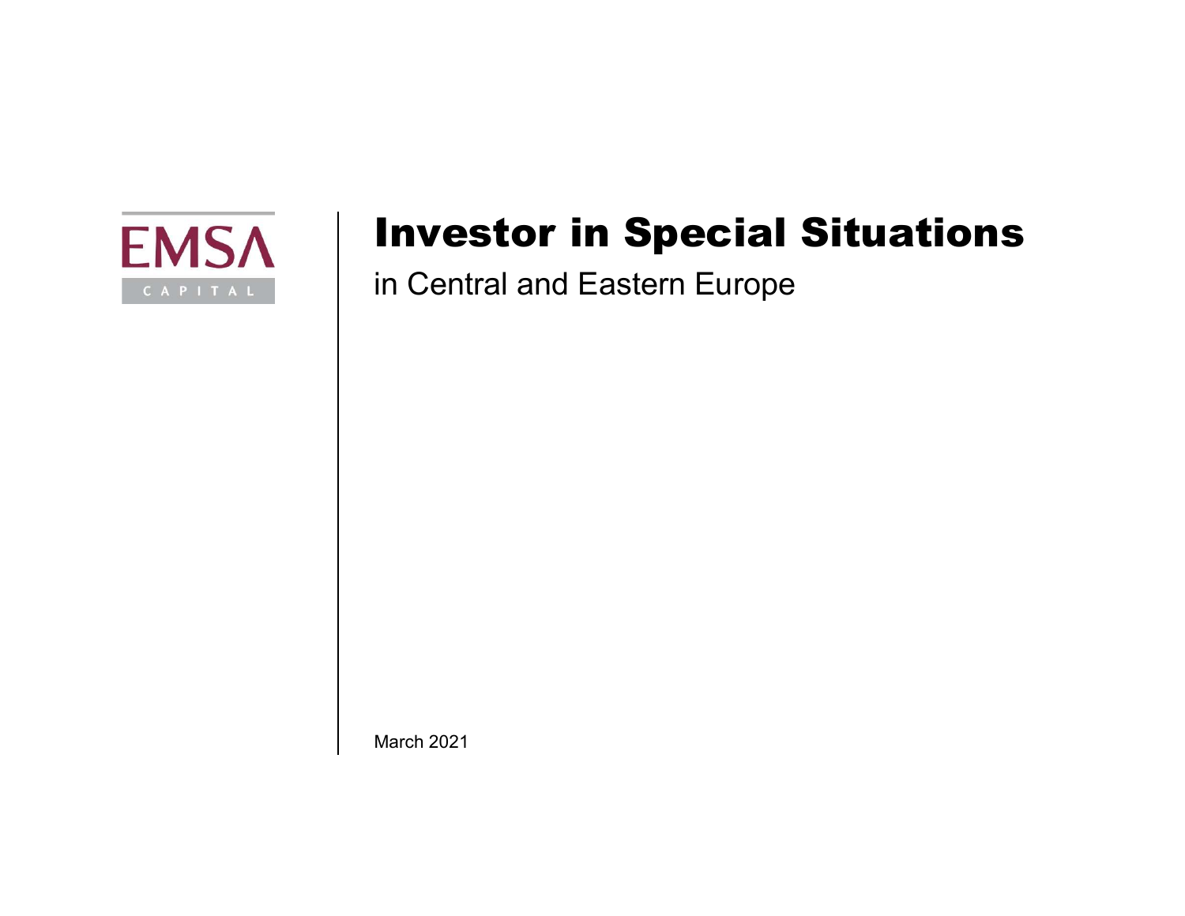EMSA CAPITAL

# Investor in Special Situations

in Central and Eastern Europe

March 2021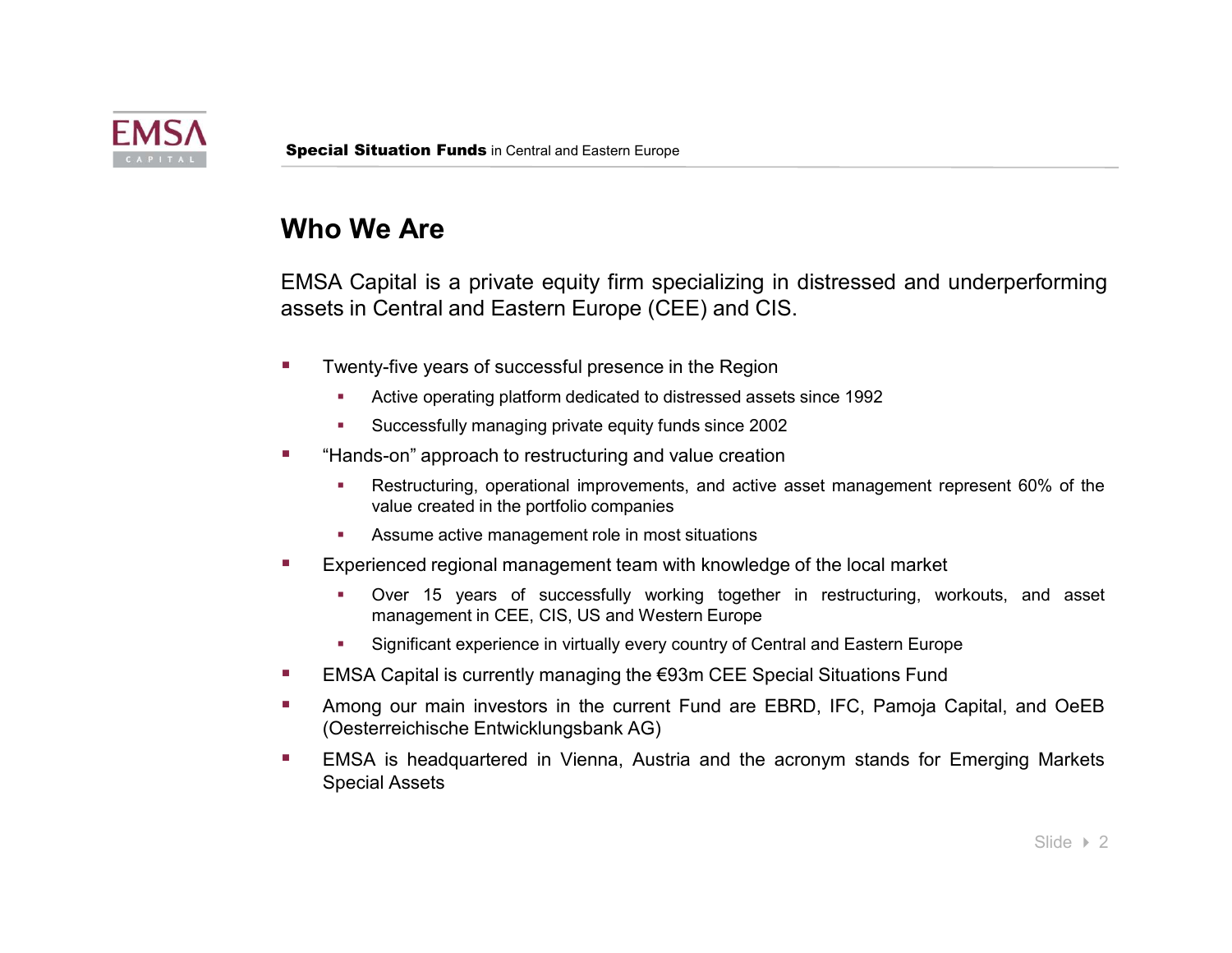## Who We Are

EMSA Capital is a private equity firm specializing in distressed and underperforming assets in Central and Eastern Europe (CEE) and CIS.

- Twenty-five years of successful presence in the Region
  - Active operating platform dedicated to distressed assets since 1992
  - Successfully managing private equity funds since 2002
- “Hands-on” approach to restructuring and value creation
  - Restructuring, operational improvements, and active asset management represent 60% of the value created in the portfolio companies
  - Assume active management role in most situations
- Experienced regional management team with knowledge of the local market
  - Over 15 years of successfully working together in restructuring, workouts, and asset management in CEE, CIS, US and Western Europe
  - Significant experience in virtually every country of Central and Eastern Europe
- EMSA Capital is currently managing the €93m CEE Special Situations Fund
- Among our main investors in the current Fund are EBRD, IFC, Pamoja Capital, and OeEB (Oesterreichische Entwicklungsbank AG)
- EMSA is headquartered in Vienna, Austria and the acronym stands for Emerging Markets Special Assets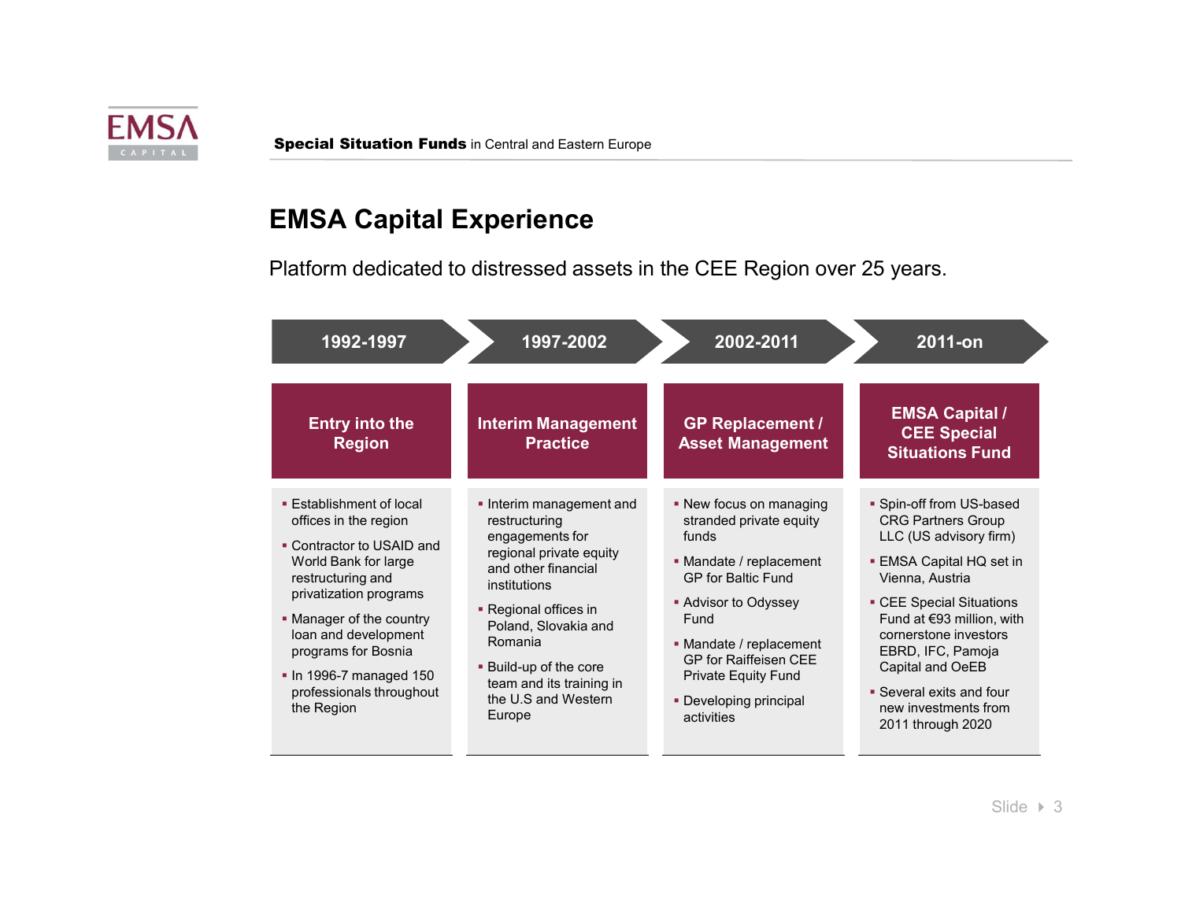## EMSA Capital Experience

Platform dedicated to distressed assets in the CEE Region over 25 years.

| 1992-1997 | 1997-2002 | 2002-2011 | 2011-on |
|---|---|---|---|
| **Entry into the Region** | **Interim Management Practice** | **GP Replacement / Asset Management** | **EMSA Capital / CEE Special Situations Fund** |
| ▪ Establishment of local offices in the region<br>▪ Contractor to USAID and World Bank for large restructuring and privatization programs<br>▪ Manager of the country loan and development programs for Bosnia<br>▪ In 1996-7 managed 150 professionals throughout the Region | ▪ Interim management and restructuring engagements for regional private equity and other financial institutions<br>▪ Regional offices in Poland, Slovakia and Romania<br>▪ Build-up of the core team and its training in the U.S and Western Europe | ▪ New focus on managing stranded private equity funds<br>▪ Mandate / replacement GP for Baltic Fund<br>▪ Advisor to Odyssey Fund<br>▪ Mandate / replacement GP for Raiffeisen CEE Private Equity Fund<br>▪ Developing principal activities | ▪ Spin-off from US-based CRG Partners Group LLC (US advisory firm)<br>▪ EMSA Capital HQ set in Vienna, Austria<br>▪ CEE Special Situations Fund at €93 million, with cornerstone investors EBRD, IFC, Pamoja Capital and OeEB<br>▪ Several exits and four new investments from 2011 through 2020 |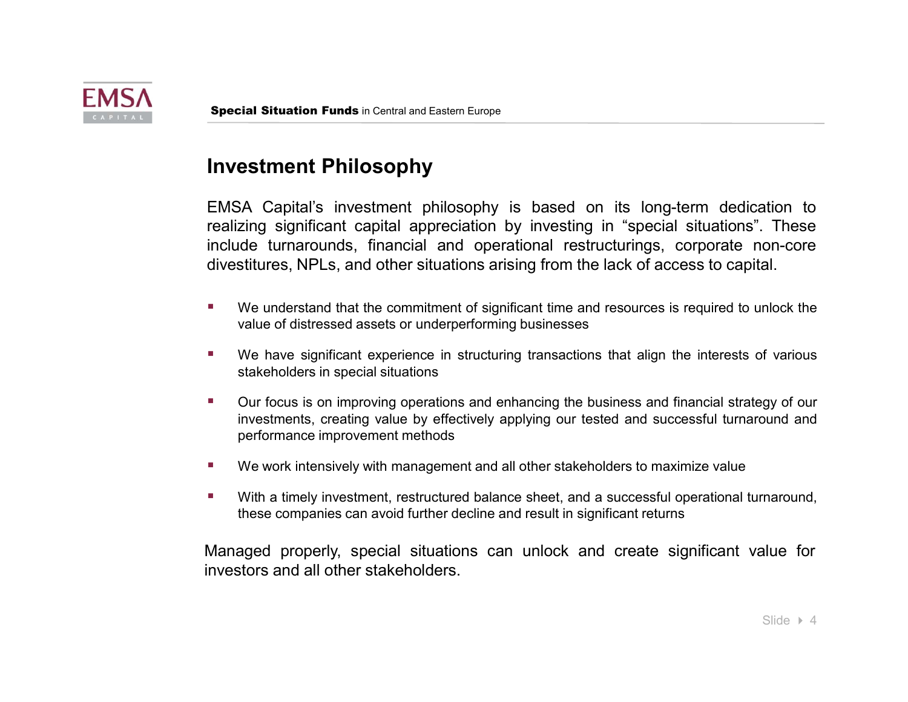## Investment Philosophy

EMSA Capital's investment philosophy is based on its long-term dedication to realizing significant capital appreciation by investing in "special situations". These include turnarounds, financial and operational restructurings, corporate non-core divestitures, NPLs, and other situations arising from the lack of access to capital.

- We understand that the commitment of significant time and resources is required to unlock the value of distressed assets or underperforming businesses
- We have significant experience in structuring transactions that align the interests of various stakeholders in special situations
- Our focus is on improving operations and enhancing the business and financial strategy of our investments, creating value by effectively applying our tested and successful turnaround and performance improvement methods
- We work intensively with management and all other stakeholders to maximize value
- With a timely investment, restructured balance sheet, and a successful operational turnaround, these companies can avoid further decline and result in significant returns

Managed properly, special situations can unlock and create significant value for investors and all other stakeholders.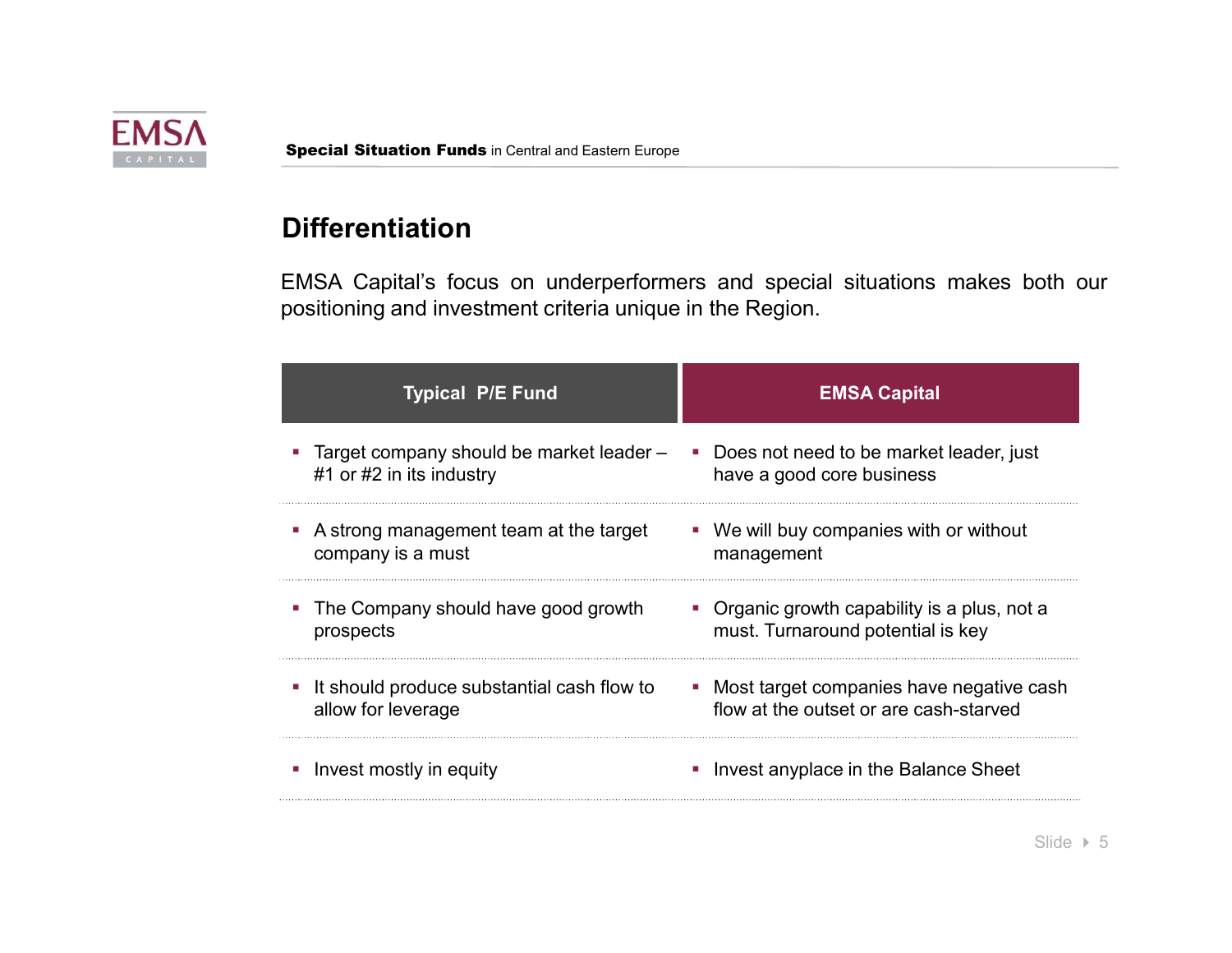## Differentiation

EMSA Capital's focus on underperformers and special situations makes both our positioning and investment criteria unique in the Region.

| Typical P/E Fund | EMSA Capital |
| --- | --- |
| Target company should be market leader – #1 or #2 in its industry | Does not need to be market leader, just have a good core business |
| A strong management team at the target company is a must | We will buy companies with or without management |
| The Company should have good growth prospects | Organic growth capability is a plus, not a must. Turnaround potential is key |
| It should produce substantial cash flow to allow for leverage | Most target companies have negative cash flow at the outset or are cash-starved |
| Invest mostly in equity | Invest anyplace in the Balance Sheet |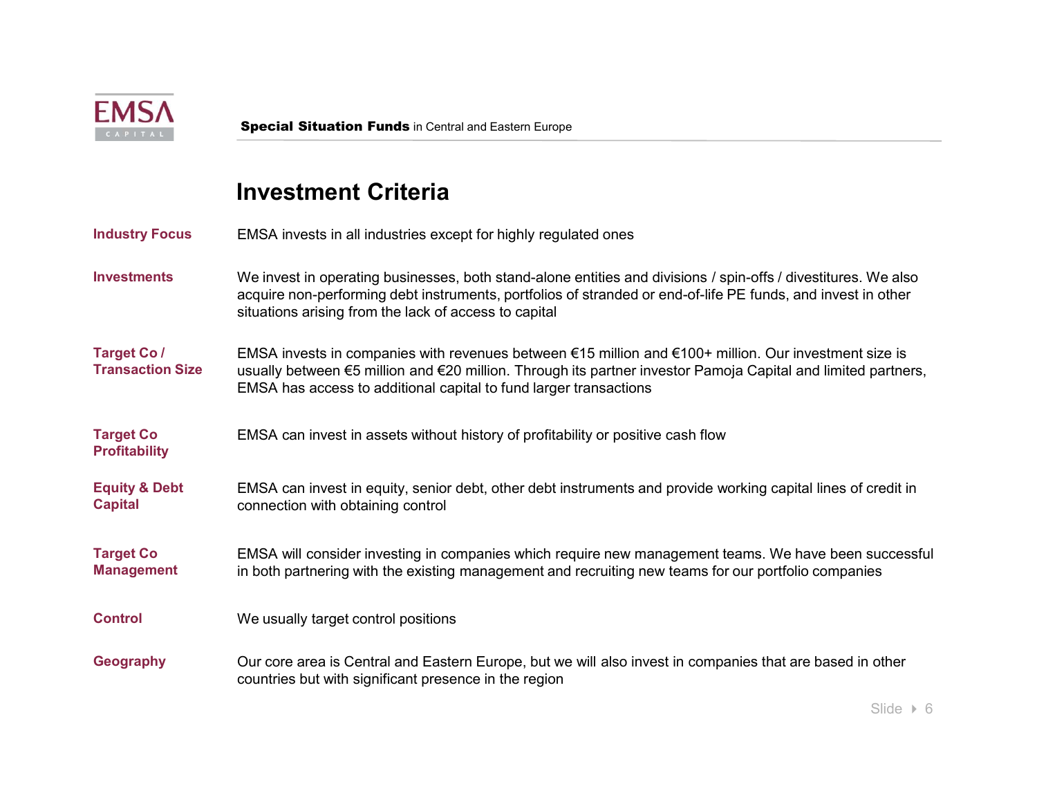## Investment Criteria

| | |
|---|---|
| **Industry Focus** | EMSA invests in all industries except for highly regulated ones |
| **Investments** | We invest in operating businesses, both stand-alone entities and divisions / spin-offs / divestitures. We also acquire non-performing debt instruments, portfolios of stranded or end-of-life PE funds, and invest in other situations arising from the lack of access to capital |
| **Target Co / Transaction Size** | EMSA invests in companies with revenues between €15 million and €100+ million. Our investment size is usually between €5 million and €20 million. Through its partner investor Pamoja Capital and limited partners, EMSA has access to additional capital to fund larger transactions |
| **Target Co Profitability** | EMSA can invest in assets without history of profitability or positive cash flow |
| **Equity & Debt Capital** | EMSA can invest in equity, senior debt, other debt instruments and provide working capital lines of credit in connection with obtaining control |
| **Target Co Management** | EMSA will consider investing in companies which require new management teams. We have been successful in both partnering with the existing management and recruiting new teams for our portfolio companies |
| **Control** | We usually target control positions |
| **Geography** | Our core area is Central and Eastern Europe, but we will also invest in companies that are based in other countries but with significant presence in the region |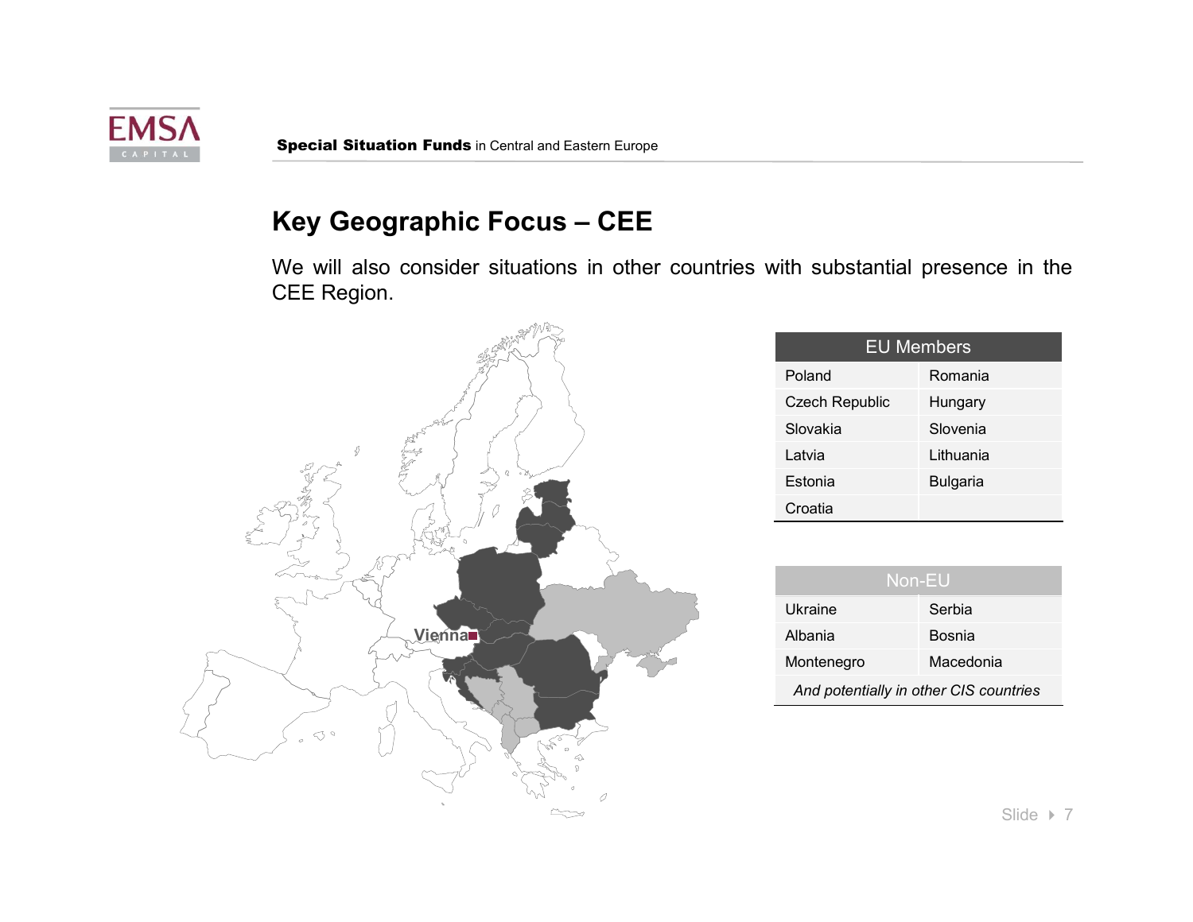## Key Geographic Focus – CEE

We will also consider situations in other countries with substantial presence in the CEE Region.

Vienna

| EU Members | |
|---|---|
| Poland | Romania |
| Czech Republic | Hungary |
| Slovakia | Slovenia |
| Latvia | Lithuania |
| Estonia | Bulgaria |
| Croatia | |

| Non-EU | |
|---|---|
| Ukraine | Serbia |
| Albania | Bosnia |
| Montenegro | Macedonia |
| *And potentially in other CIS countries* | |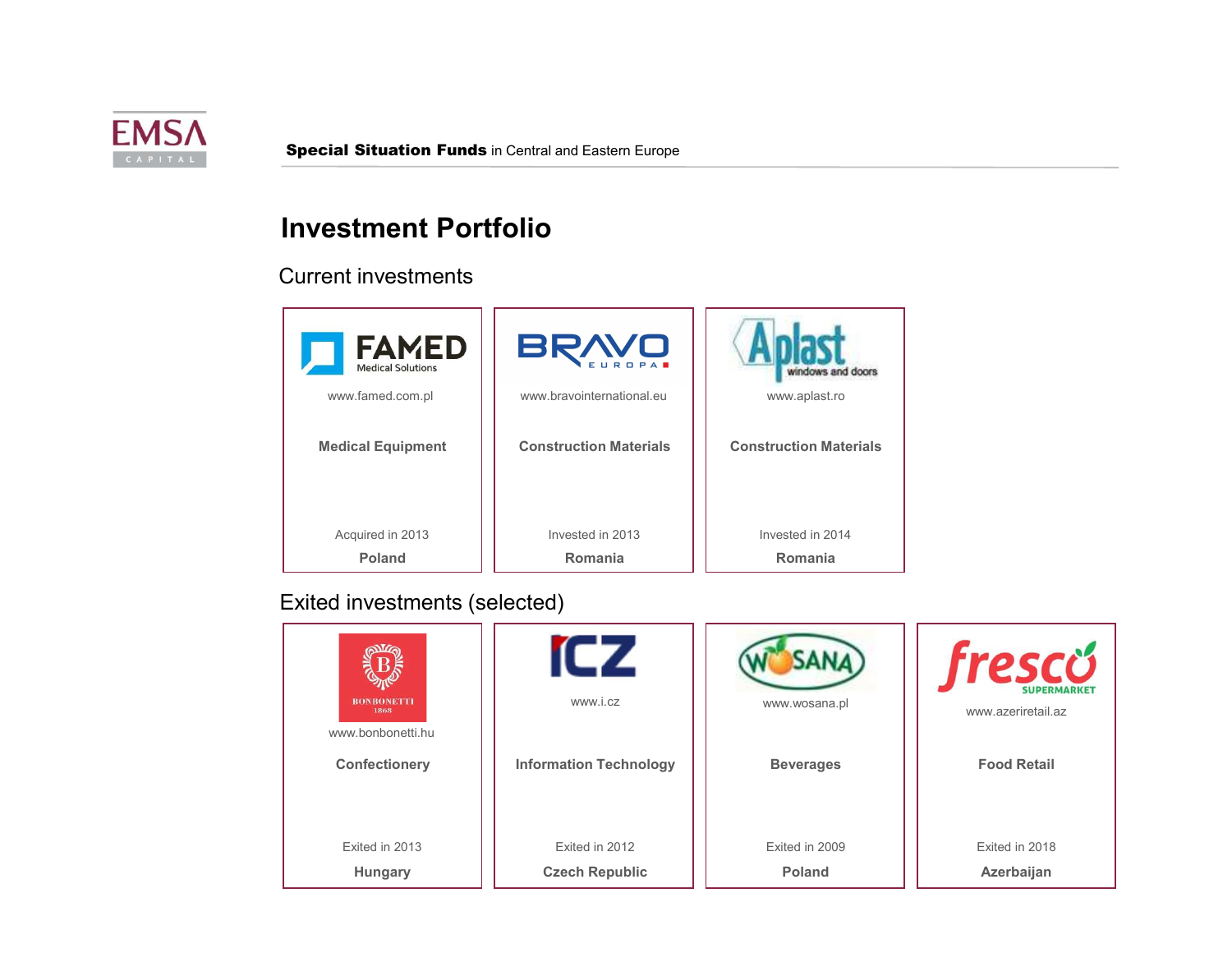# Investment Portfolio

## Current investments

| FAMED Medical Solutions | BRAVO EUROPA | Aplast windows and doors |
|---|---|---|
| www.famed.com.pl | www.bravointernational.eu | www.aplast.ro |
| **Medical Equipment** | **Construction Materials** | **Construction Materials** |
| Acquired in 2013 | Invested in 2013 | Invested in 2014 |
| **Poland** | **Romania** | **Romania** |

## Exited investments (selected)

| BONBONETTI 1868 | ICZ | WOSANA | fresco SUPERMARKET |
|---|---|---|---|
| www.bonbonetti.hu | www.i.cz | www.wosana.pl | www.azeriretail.az |
| **Confectionery** | **Information Technology** | **Beverages** | **Food Retail** |
| Exited in 2013 | Exited in 2012 | Exited in 2009 | Exited in 2018 |
| **Hungary** | **Czech Republic** | **Poland** | **Azerbaijan** |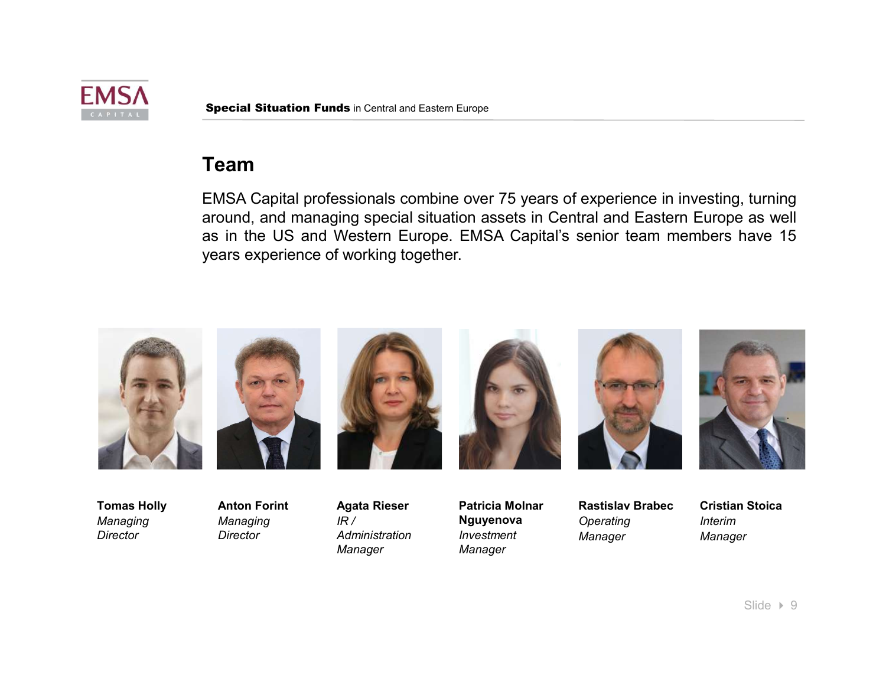## Team

EMSA Capital professionals combine over 75 years of experience in investing, turning around, and managing special situation assets in Central and Eastern Europe as well as in the US and Western Europe. EMSA Capital's senior team members have 15 years experience of working together.

**Tomas Holly**
*Managing Director*

**Anton Forint**
*Managing Director*

**Agata Rieser**
*IR / Administration Manager*

**Patricia Molnar Nguyenova**
*Investment Manager*

**Rastislav Brabec**
*Operating Manager*

**Cristian Stoica**
*Interim Manager*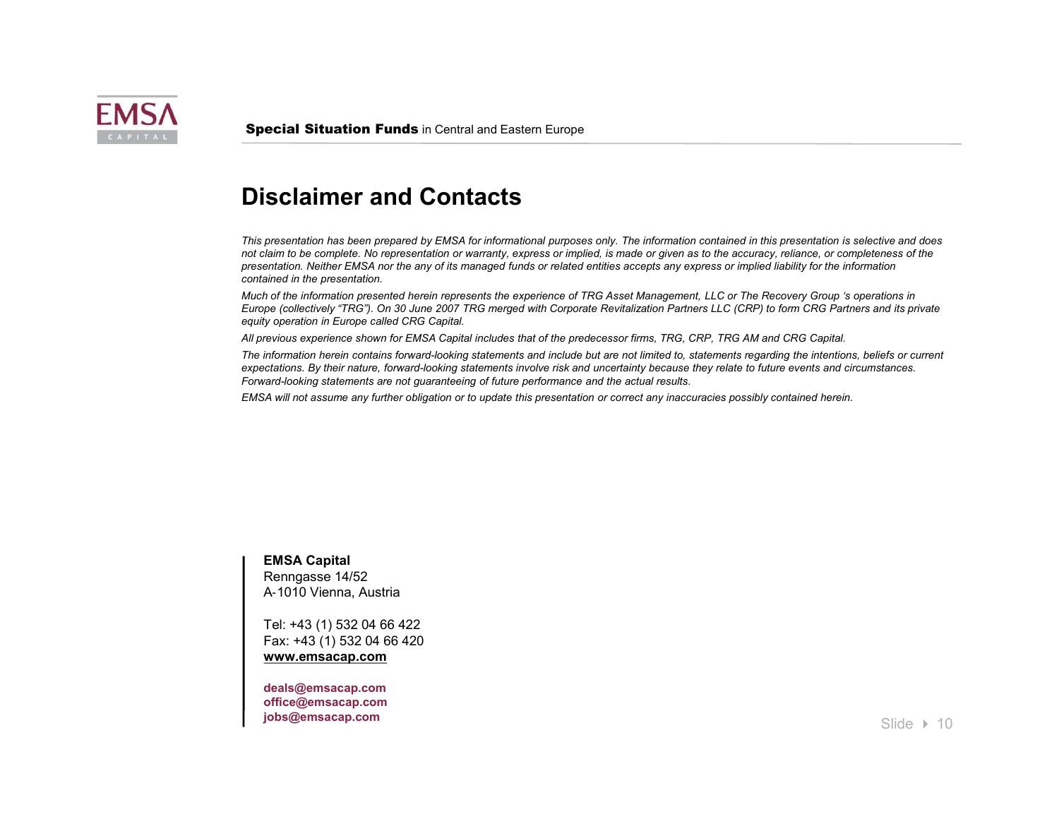# Disclaimer and Contacts

*This presentation has been prepared by EMSA for informational purposes only. The information contained in this presentation is selective and does not claim to be complete. No representation or warranty, express or implied, is made or given as to the accuracy, reliance, or completeness of the presentation. Neither EMSA nor the any of its managed funds or related entities accepts any express or implied liability for the information contained in the presentation.*

*Much of the information presented herein represents the experience of TRG Asset Management, LLC or The Recovery Group 's operations in Europe (collectively "TRG"). On 30 June 2007 TRG merged with Corporate Revitalization Partners LLC (CRP) to form CRG Partners and its private equity operation in Europe called CRG Capital.*

*All previous experience shown for EMSA Capital includes that of the predecessor firms, TRG, CRP, TRG AM and CRG Capital.*

*The information herein contains forward-looking statements and include but are not limited to, statements regarding the intentions, beliefs or current expectations. By their nature, forward-looking statements involve risk and uncertainty because they relate to future events and circumstances. Forward-looking statements are not guaranteeing of future performance and the actual results.*

*EMSA will not assume any further obligation or to update this presentation or correct any inaccuracies possibly contained herein.*

**EMSA Capital**
Renngasse 14/52
A-1010 Vienna, Austria

Tel: +43 (1) 532 04 66 422
Fax: +43 (1) 532 04 66 420
**www.emsacap.com**

**deals@emsacap.com**
**office@emsacap.com**
**jobs@emsacap.com**